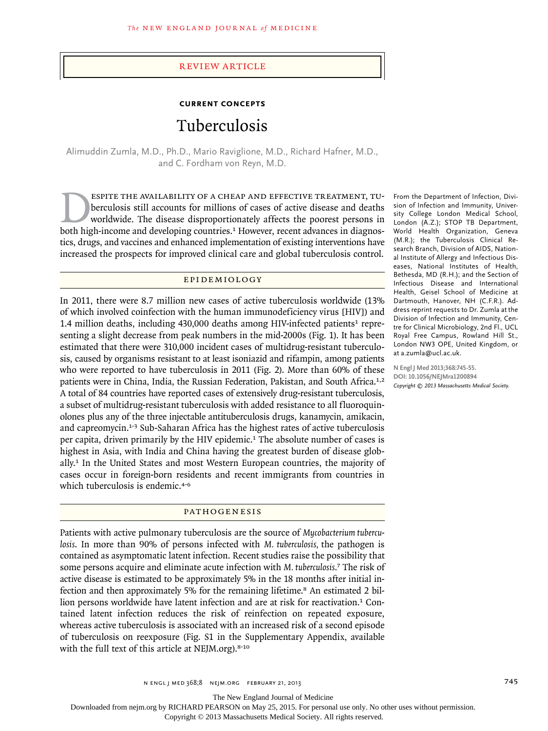Review Article

**CURRENT CONCEPTS**

# Tuberculosis

Alimuddin Zumla, M.D., Ph.D., Mario Raviglione, M.D., Richard Hafner, M.D., and C. Fordham von Reyn, M.D.

From the Department of Infection, Division of Infection and Immunity, University College London Medical School, London (A.Z.); STOP TB Department, World Health Organization, Geneva (M.R.); the Tuberculosis Clinical Research Branch, Division of AIDS, National Institute of Allergy and Infectious Diseases, National Institutes of Health, Bethesda, MD (R.H.); and the Section of Infectious Disease and International Health, Geisel School of Medicine at Dartmouth, Hanover, NH (C.F.R.). Address reprint requests to Dr. Zumla at the Division of Infection and Immunity, Centre for Clinical Microbiology, 2nd Fl., UCL Royal Free Campus, Rowland Hill St., London NW3 OPE, United Kingdom, or at a.zumla@ucl.ac.uk.

N Engl J Med 2013;368:745-55.
DOI: 10.1056/NEJMra1200894
*Copyright © 2013 Massachusetts Medical Society.*

Despite the availability of a cheap and effective treatment, tuberculosis still accounts for millions of cases of active disease and deaths worldwide. The disease disproportionately affects the poorest persons in both high-income and developing countries.[1] However, recent advances in diagnostics, drugs, and vaccines and enhanced implementation of existing interventions have increased the prospects for improved clinical care and global tuberculosis control.

## EPIDEMIOLOGY

In 2011, there were 8.7 million new cases of active tuberculosis worldwide (13% of which involved coinfection with the human immunodeficiency virus [HIV]) and 1.4 million deaths, including 430,000 deaths among HIV-infected patients[1] representing a slight decrease from peak numbers in the mid-2000s (Fig. 1). It has been estimated that there were 310,000 incident cases of multidrug-resistant tuberculosis, caused by organisms resistant to at least isoniazid and rifampin, among patients who were reported to have tuberculosis in 2011 (Fig. 2). More than 60% of these patients were in China, India, the Russian Federation, Pakistan, and South Africa.[1,2] A total of 84 countries have reported cases of extensively drug-resistant tuberculosis, a subset of multidrug-resistant tuberculosis with added resistance to all fluoroquinolones plus any of the three injectable antituberculosis drugs, kanamycin, amikacin, and capreomycin.[1-3] Sub-Saharan Africa has the highest rates of active tuberculosis per capita, driven primarily by the HIV epidemic.[1] The absolute number of cases is highest in Asia, with India and China having the greatest burden of disease globally.[1] In the United States and most Western European countries, the majority of cases occur in foreign-born residents and recent immigrants from countries in which tuberculosis is endemic.[4-6]

## PATHOGENESIS

Patients with active pulmonary tuberculosis are the source of *Mycobacterium tuberculosis*. In more than 90% of persons infected with *M. tuberculosis*, the pathogen is contained as asymptomatic latent infection. Recent studies raise the possibility that some persons acquire and eliminate acute infection with *M. tuberculosis*.[7] The risk of active disease is estimated to be approximately 5% in the 18 months after initial infection and then approximately 5% for the remaining lifetime.[8] An estimated 2 billion persons worldwide have latent infection and are at risk for reactivation.[1] Contained latent infection reduces the risk of reinfection on repeated exposure, whereas active tuberculosis is associated with an increased risk of a second episode of tuberculosis on reexposure (Fig. S1 in the Supplementary Appendix, available with the full text of this article at NEJM.org).[8-10]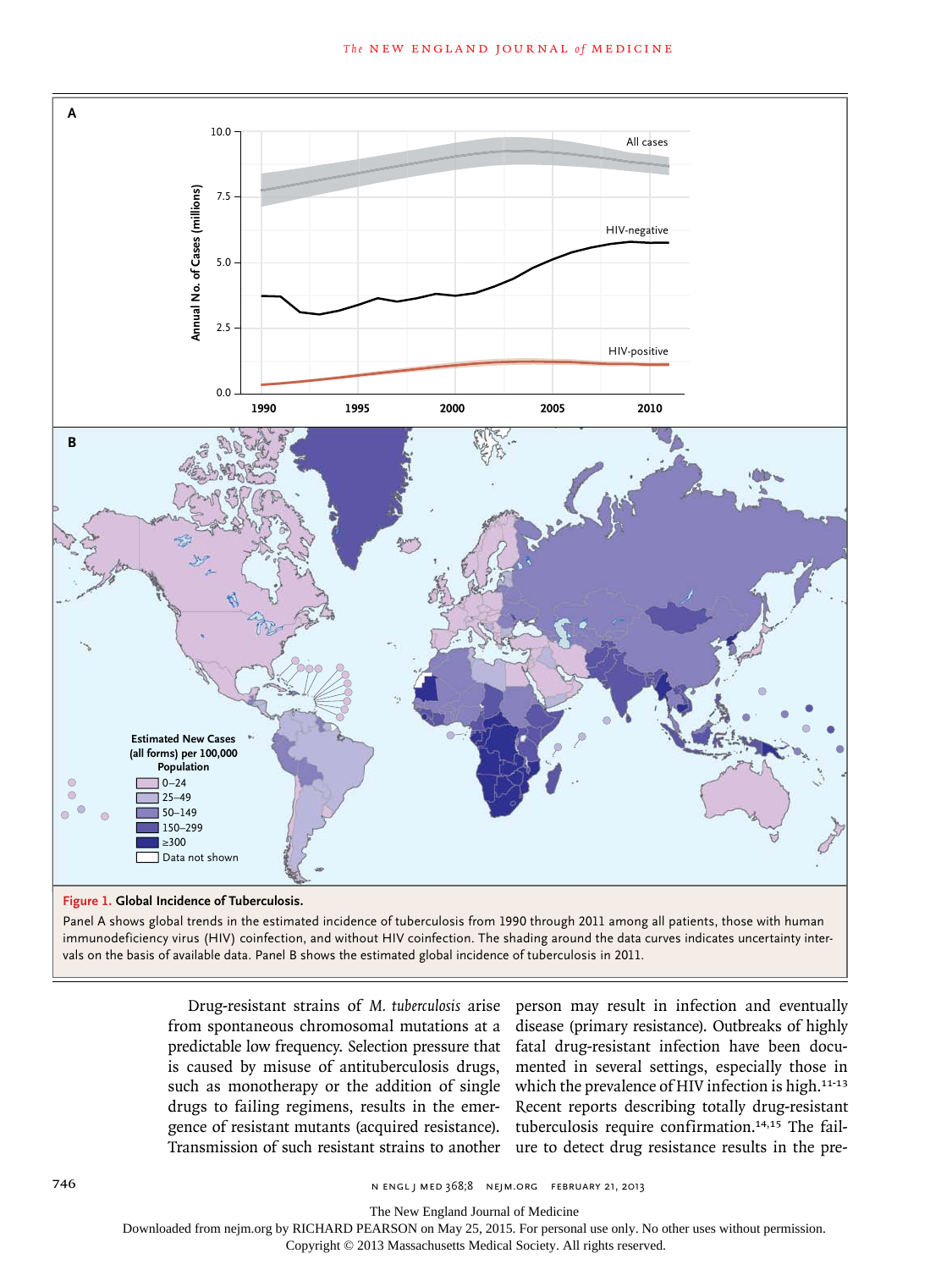**Figure 1. Global Incidence of Tuberculosis.**

Panel A shows global trends in the estimated incidence of tuberculosis from 1990 through 2011 among all patients, those with human immunodeficiency virus (HIV) coinfection, and without HIV coinfection. The shading around the data curves indicates uncertainty intervals on the basis of available data. Panel B shows the estimated global incidence of tuberculosis in 2011.

Drug-resistant strains of *M. tuberculosis* arise from spontaneous chromosomal mutations at a predictable low frequency. Selection pressure that is caused by misuse of antituberculosis drugs, such as monotherapy or the addition of single drugs to failing regimens, results in the emergence of resistant mutants (acquired resistance). Transmission of such resistant strains to another person may result in infection and eventually disease (primary resistance). Outbreaks of highly fatal drug-resistant infection have been documented in several settings, especially those in which the prevalence of HIV infection is high.[11-13] Recent reports describing totally drug-resistant tuberculosis require confirmation.[14,15] The failure to detect drug resistance results in the pre-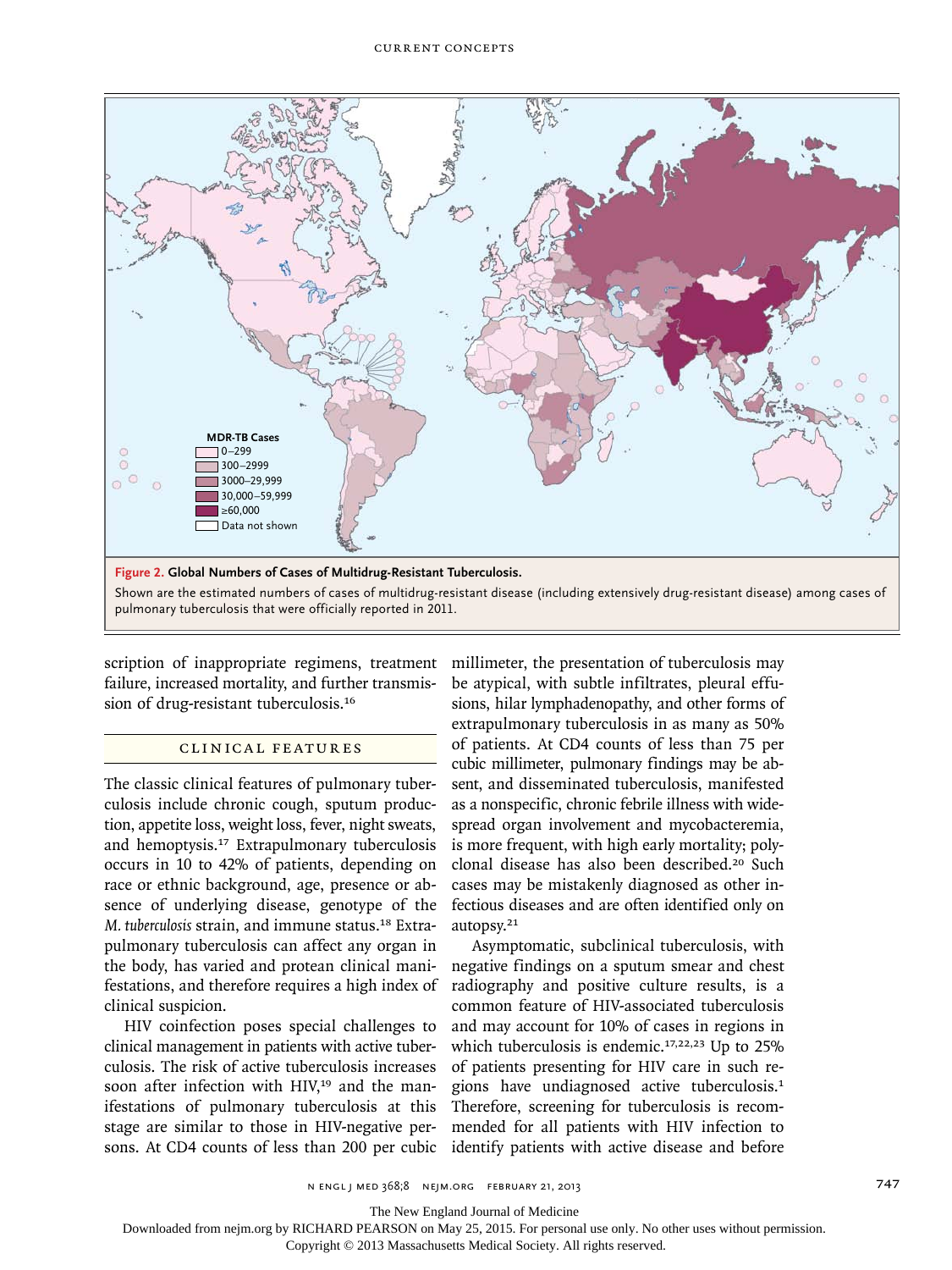MDR-TB Cases
- 0–299
- 300–2999
- 3000–29,999
- 30,000–59,999
- ≥60,000
- Data not shown

**Figure 2. Global Numbers of Cases of Multidrug-Resistant Tuberculosis.**

Shown are the estimated numbers of cases of multidrug-resistant disease (including extensively drug-resistant disease) among cases of pulmonary tuberculosis that were officially reported in 2011.

scription of inappropriate regimens, treatment failure, increased mortality, and further transmission of drug-resistant tuberculosis.[16]

## CLINICAL FEATURES

The classic clinical features of pulmonary tuberculosis include chronic cough, sputum production, appetite loss, weight loss, fever, night sweats, and hemoptysis.[17] Extrapulmonary tuberculosis occurs in 10 to 42% of patients, depending on race or ethnic background, age, presence or absence of underlying disease, genotype of the *M. tuberculosis* strain, and immune status.[18] Extrapulmonary tuberculosis can affect any organ in the body, has varied and protean clinical manifestations, and therefore requires a high index of clinical suspicion.

HIV coinfection poses special challenges to clinical management in patients with active tuberculosis. The risk of active tuberculosis increases soon after infection with HIV,[19] and the manifestations of pulmonary tuberculosis at this stage are similar to those in HIV-negative persons. At CD4 counts of less than 200 per cubic millimeter, the presentation of tuberculosis may be atypical, with subtle infiltrates, pleural effusions, hilar lymphadenopathy, and other forms of extrapulmonary tuberculosis in as many as 50% of patients. At CD4 counts of less than 75 per cubic millimeter, pulmonary findings may be absent, and disseminated tuberculosis, manifested as a nonspecific, chronic febrile illness with widespread organ involvement and mycobacteremia, is more frequent, with high early mortality; polyclonal disease has also been described.[20] Such cases may be mistakenly diagnosed as other infectious diseases and are often identified only on autopsy.[21]

Asymptomatic, subclinical tuberculosis, with negative findings on a sputum smear and chest radiography and positive culture results, is a common feature of HIV-associated tuberculosis and may account for 10% of cases in regions in which tuberculosis is endemic.[17,22,23] Up to 25% of patients presenting for HIV care in such regions have undiagnosed active tuberculosis.[1] Therefore, screening for tuberculosis is recommended for all patients with HIV infection to identify patients with active disease and before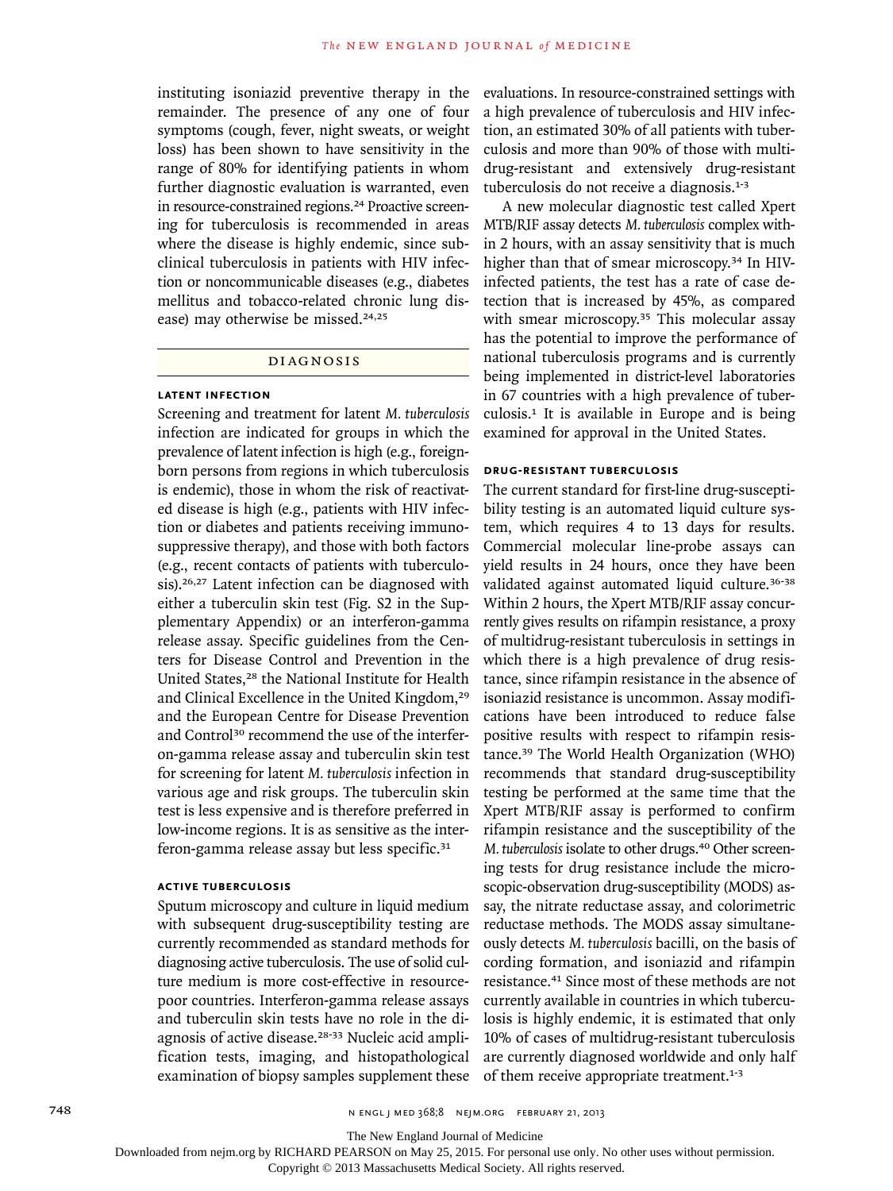instituting isoniazid preventive therapy in the remainder. The presence of any one of four symptoms (cough, fever, night sweats, or weight loss) has been shown to have sensitivity in the range of 80% for identifying patients in whom further diagnostic evaluation is warranted, even in resource-constrained regions.[24] Proactive screening for tuberculosis is recommended in areas where the disease is highly endemic, since subclinical tuberculosis in patients with HIV infection or noncommunicable diseases (e.g., diabetes mellitus and tobacco-related chronic lung disease) may otherwise be missed.[24,25]

## DIAGNOSIS

### LATENT INFECTION

Screening and treatment for latent *M. tuberculosis* infection are indicated for groups in which the prevalence of latent infection is high (e.g., foreign-born persons from regions in which tuberculosis is endemic), those in whom the risk of reactivated disease is high (e.g., patients with HIV infection or diabetes and patients receiving immunosuppressive therapy), and those with both factors (e.g., recent contacts of patients with tuberculosis).[26,27] Latent infection can be diagnosed with either a tuberculin skin test (Fig. S2 in the Supplementary Appendix) or an interferon-gamma release assay. Specific guidelines from the Centers for Disease Control and Prevention in the United States,[28] the National Institute for Health and Clinical Excellence in the United Kingdom,[29] and the European Centre for Disease Prevention and Control[30] recommend the use of the interferon-gamma release assay and tuberculin skin test for screening for latent *M. tuberculosis* infection in various age and risk groups. The tuberculin skin test is less expensive and is therefore preferred in low-income regions. It is as sensitive as the interferon-gamma release assay but less specific.[31]

### ACTIVE TUBERCULOSIS

Sputum microscopy and culture in liquid medium with subsequent drug-susceptibility testing are currently recommended as standard methods for diagnosing active tuberculosis. The use of solid culture medium is more cost-effective in resource-poor countries. Interferon-gamma release assays and tuberculin skin tests have no role in the diagnosis of active disease.[28-33] Nucleic acid amplification tests, imaging, and histopathological examination of biopsy samples supplement these evaluations. In resource-constrained settings with a high prevalence of tuberculosis and HIV infection, an estimated 30% of all patients with tuberculosis and more than 90% of those with multidrug-resistant and extensively drug-resistant tuberculosis do not receive a diagnosis.[1-3]

A new molecular diagnostic test called Xpert MTB/RIF assay detects *M. tuberculosis* complex within 2 hours, with an assay sensitivity that is much higher than that of smear microscopy.[34] In HIV-infected patients, the test has a rate of case detection that is increased by 45%, as compared with smear microscopy.[35] This molecular assay has the potential to improve the performance of national tuberculosis programs and is currently being implemented in district-level laboratories in 67 countries with a high prevalence of tuberculosis.[1] It is available in Europe and is being examined for approval in the United States.

### DRUG-RESISTANT TUBERCULOSIS

The current standard for first-line drug-susceptibility testing is an automated liquid culture system, which requires 4 to 13 days for results. Commercial molecular line-probe assays can yield results in 24 hours, once they have been validated against automated liquid culture.[36-38] Within 2 hours, the Xpert MTB/RIF assay concurrently gives results on rifampin resistance, a proxy of multidrug-resistant tuberculosis in settings in which there is a high prevalence of drug resistance, since rifampin resistance in the absence of isoniazid resistance is uncommon. Assay modifications have been introduced to reduce false positive results with respect to rifampin resistance.[39] The World Health Organization (WHO) recommends that standard drug-susceptibility testing be performed at the same time that the Xpert MTB/RIF assay is performed to confirm rifampin resistance and the susceptibility of the *M. tuberculosis* isolate to other drugs.[40] Other screening tests for drug resistance include the microscopic-observation drug-susceptibility (MODS) assay, the nitrate reductase assay, and colorimetric reductase methods. The MODS assay simultaneously detects *M. tuberculosis* bacilli, on the basis of cording formation, and isoniazid and rifampin resistance.[41] Since most of these methods are not currently available in countries in which tuberculosis is highly endemic, it is estimated that only 10% of cases of multidrug-resistant tuberculosis are currently diagnosed worldwide and only half of them receive appropriate treatment.[1-3]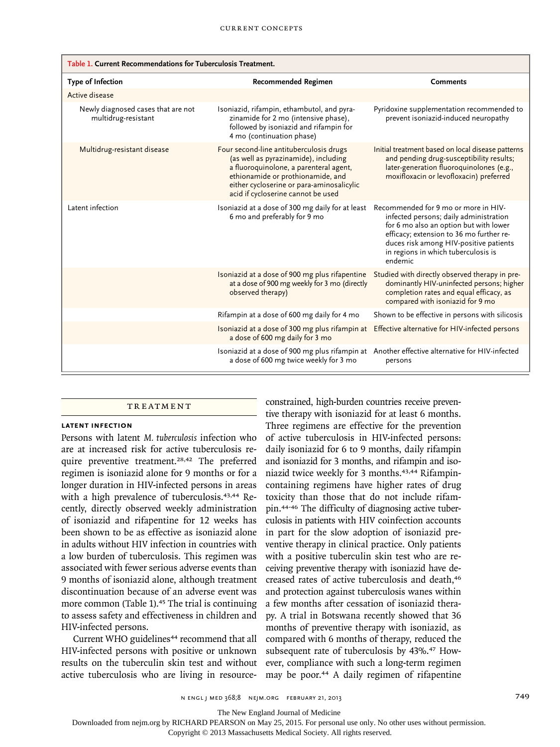**Table 1. Current Recommendations for Tuberculosis Treatment.**

| Type of Infection | Recommended Regimen | Comments |
|---|---|---|
| Active disease | | |
| Newly diagnosed cases that are not multidrug-resistant | Isoniazid, rifampin, ethambutol, and pyrazinamide for 2 mo (intensive phase), followed by isoniazid and rifampin for 4 mo (continuation phase) | Pyridoxine supplementation recommended to prevent isoniazid-induced neuropathy |
| Multidrug-resistant disease | Four second-line antituberculosis drugs (as well as pyrazinamide), including a fluoroquinolone, a parenteral agent, ethionamide or prothionamide, and either cycloserine or para-aminosalicylic acid if cycloserine cannot be used | Initial treatment based on local disease patterns and pending drug-susceptibility results; later-generation fluoroquinolones (e.g., moxifloxacin or levofloxacin) preferred |
| Latent infection | Isoniazid at a dose of 300 mg daily for at least 6 mo and preferably for 9 mo | Recommended for 9 mo or more in HIV-infected persons; daily administration for 6 mo also an option but with lower efficacy; extension to 36 mo further reduces risk among HIV-positive patients in regions in which tuberculosis is endemic |
| | Isoniazid at a dose of 900 mg plus rifapentine at a dose of 900 mg weekly for 3 mo (directly observed therapy) | Studied with directly observed therapy in predominantly HIV-uninfected persons; higher completion rates and equal efficacy, as compared with isoniazid for 9 mo |
| | Rifampin at a dose of 600 mg daily for 4 mo | Shown to be effective in persons with silicosis |
| | Isoniazid at a dose of 300 mg plus rifampin at a dose of 600 mg daily for 3 mo | Effective alternative for HIV-infected persons |
| | Isoniazid at a dose of 900 mg plus rifampin at a dose of 600 mg twice weekly for 3 mo | Another effective alternative for HIV-infected persons |

## TREATMENT

### LATENT INFECTION

Persons with latent *M. tuberculosis* infection who are at increased risk for active tuberculosis require preventive treatment.[28,42] The preferred regimen is isoniazid alone for 9 months or for a longer duration in HIV-infected persons in areas with a high prevalence of tuberculosis.[43,44] Recently, directly observed weekly administration of isoniazid and rifapentine for 12 weeks has been shown to be as effective as isoniazid alone in adults without HIV infection in countries with a low burden of tuberculosis. This regimen was associated with fewer serious adverse events than 9 months of isoniazid alone, although treatment discontinuation because of an adverse event was more common (Table 1).[45] The trial is continuing to assess safety and effectiveness in children and HIV-infected persons.

Current WHO guidelines[44] recommend that all HIV-infected persons with positive or unknown results on the tuberculin skin test and without active tuberculosis who are living in resource-constrained, high-burden countries receive preventive therapy with isoniazid for at least 6 months. Three regimens are effective for the prevention of active tuberculosis in HIV-infected persons: daily isoniazid for 6 to 9 months, daily rifampin and isoniazid for 3 months, and rifampin and isoniazid twice weekly for 3 months.[43,44] Rifampin-containing regimens have higher rates of drug toxicity than those that do not include rifampin.[44-46] The difficulty of diagnosing active tuberculosis in patients with HIV coinfection accounts in part for the slow adoption of isoniazid preventive therapy in clinical practice. Only patients with a positive tuberculin skin test who are receiving preventive therapy with isoniazid have decreased rates of active tuberculosis and death,[46] and protection against tuberculosis wanes within a few months after cessation of isoniazid therapy. A trial in Botswana recently showed that 36 months of preventive therapy with isoniazid, as compared with 6 months of therapy, reduced the subsequent rate of tuberculosis by 43%.[47] However, compliance with such a long-term regimen may be poor.[44] A daily regimen of rifapentine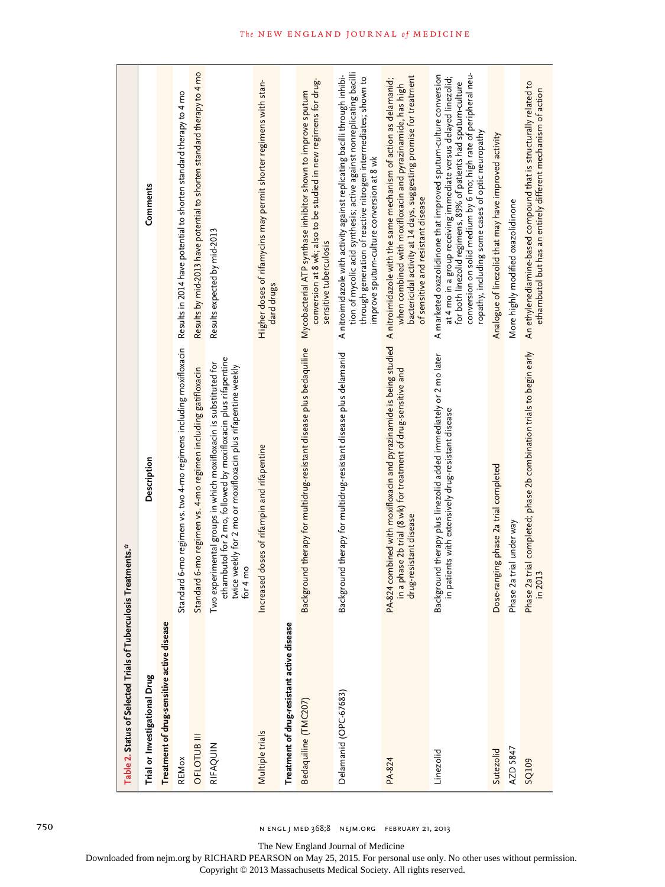**Table 2. Status of Selected Trials of Tuberculosis Treatments.***

| Trial or Investigational Drug | Description | Comments |
|---|---|---|
| **Treatment of drug-sensitive active disease** | | |
| REMox | Standard 6-mo regimen vs. two 4-mo regimens including moxifloxacin | Results in 2014 have potential to shorten standard therapy to 4 mo |
| OFLOTUB III | Standard 6-mo regimen vs. 4-mo regimen including gatifloxacin | Results by mid-2013 have potential to shorten standard therapy to 4 mo |
| RIFAQUIN | Two experimental groups in which moxifloxacin is substituted for ethambutol for 2 mo, followed by moxifloxacin plus rifapentine twice weekly for 2 mo or moxifloxacin plus rifapentine weekly for 4 mo | Results expected by mid-2013 |
| Multiple trials | Increased doses of rifampin and rifapentine | Higher doses of rifamycins may permit shorter regimens with standard drugs |
| **Treatment of drug-resistant active disease** | | |
| Bedaquiline (TMC207) | Background therapy for multidrug-resistant disease plus bedaquiline | Mycobacterial ATP synthase inhibitor shown to improve sputum conversion at 8 wk; also to be studied in new regimens for drug-sensitive tuberculosis |
| Delamanid (OPC-67683) | Background therapy for multidrug-resistant disease plus delamanid | A nitroimidazole with activity against replicating bacilli through inhibition of mycolic acid synthesis; active against nonreplicating bacilli through generation of reactive nitrogen intermediates; shown to improve sputum-culture conversion at 8 wk |
| PA-824 | PA-824 combined with moxifloxacin and pyrazinamide is being studied in a phase 2b trial (8 wk) for treatment of drug-sensitive and drug-resistant disease | A nitroimidazole with the same mechanism of action as delamanid; when combined with moxifloxacin and pyrazinamide, has high bactericidal activity at 14 days, suggesting promise for treatment of sensitive and resistant disease |
| Linezolid | Background therapy plus linezolid added immediately or 2 mo later in patients with extensively drug-resistant disease | A marketed oxazolidinone that improved sputum-culture conversion at 4 mo in a group receiving immediate versus delayed linezolid; for both linezolid regimens, 89% of patients had sputum-culture conversion on solid medium by 6 mo; high rate of peripheral neuropathy, including some cases of optic neuropathy |
| Sutezolid | Dose-ranging phase 2a trial completed | Analogue of linezolid that may have improved activity |
| AZD 5847 | Phase 2a trial under way | More highly modified oxazolidinone |
| SQ109 | Phase 2a trial completed; phase 2b combination trials to begin early in 2013 | An ethylenediamine-based compound that is structurally related to ethambutol but has an entirely different mechanism of action |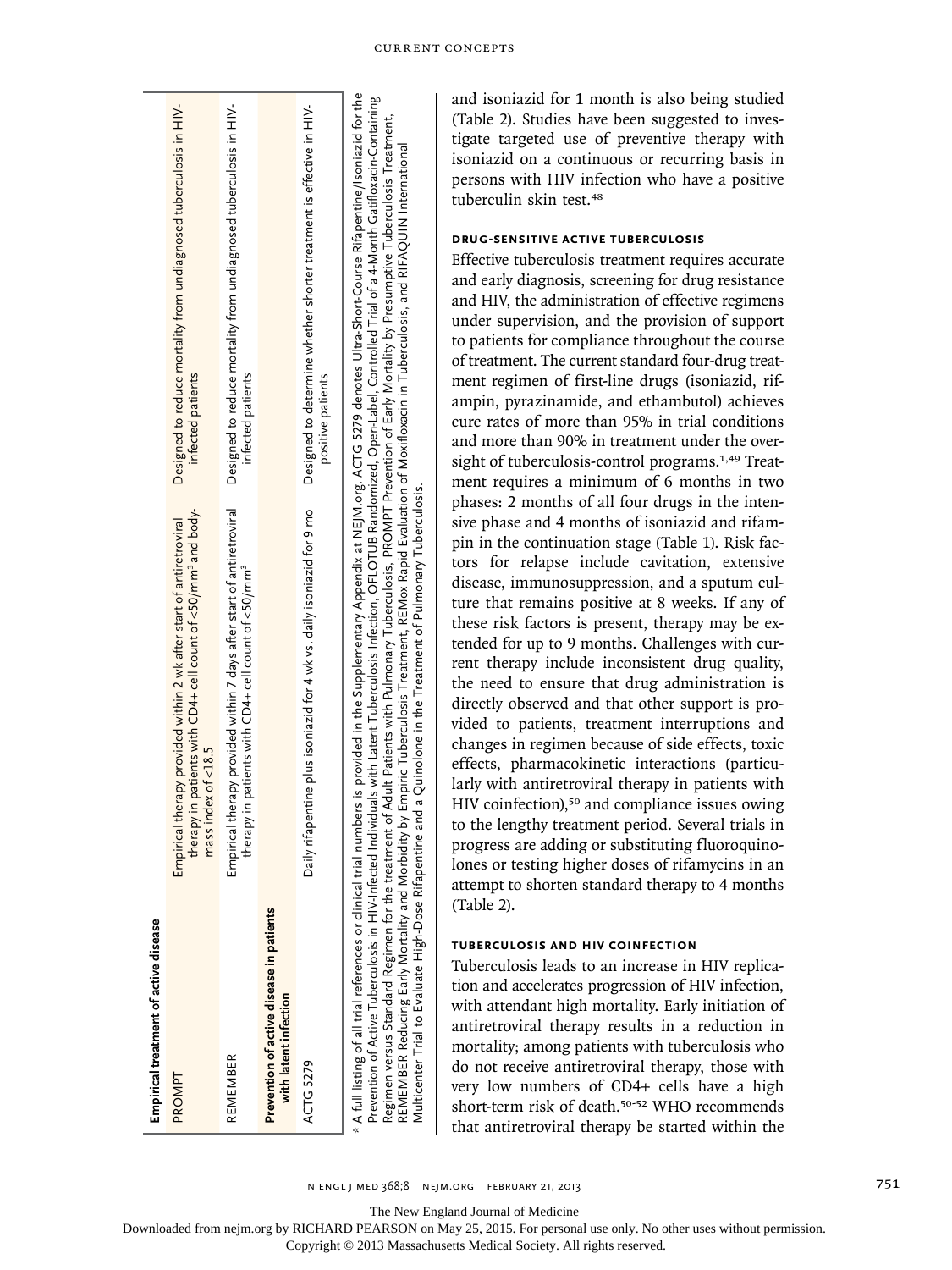| Empirical treatment of active disease | | |
|---|---|---|
| PROMPT | Empirical therapy provided within 2 wk after start of antiretroviral therapy in patients with CD4+ cell count of <50/mm³ and body-mass index of <18.5 | Designed to reduce mortality from undiagnosed tuberculosis in HIV-infected patients |
| REMEMBER | Empirical therapy provided within 7 days after start of antiretroviral therapy in patients with CD4+ cell count of <50/mm³ | Designed to reduce mortality from undiagnosed tuberculosis in HIV-infected patients |
| **Prevention of active disease in patients with latent infection** | | |
| ACTG 5279 | Daily rifapentine plus isoniazid for 4 wk vs. daily isoniazid for 9 mo | Designed to determine whether shorter treatment is effective in HIV-positive patients |

* A full listing of all trial references or clinical trial numbers is provided in the Supplementary Appendix at NEJM.org. ACTG 5279 denotes Ultra-Short-Course Rifapentine/Isoniazid for the Prevention of Active Tuberculosis in HIV-Infected Individuals with Latent Tuberculosis Infection, OFLOTUB Randomized, Open-Label, Controlled Trial of a 4-Month Gatifloxacin-Containing Regimen versus Standard Regimen for the treatment of Adult Patients with Pulmonary Tuberculosis, PROMPT Prevention of Early Mortality by Presumptive Tuberculosis Treatment, REMEMBER Reducing Early Mortality and Morbidity by Empiric Tuberculosis Treatment, REMox Rapid Evaluation of Moxifloxacin in Tuberculosis, and RIFAQUIN International Multicenter Trial to Evaluate High-Dose Rifapentine and a Quinolone in the Treatment of Pulmonary Tuberculosis.

and isoniazid for 1 month is also being studied (Table 2). Studies have been suggested to investigate targeted use of preventive therapy with isoniazid on a continuous or recurring basis in persons with HIV infection who have a positive tuberculin skin test.[48]

### DRUG-SENSITIVE ACTIVE TUBERCULOSIS

Effective tuberculosis treatment requires accurate and early diagnosis, screening for drug resistance and HIV, the administration of effective regimens under supervision, and the provision of support to patients for compliance throughout the course of treatment. The current standard four-drug treatment regimen of first-line drugs (isoniazid, rifampin, pyrazinamide, and ethambutol) achieves cure rates of more than 95% in trial conditions and more than 90% in treatment under the oversight of tuberculosis-control programs.[1,49] Treatment requires a minimum of 6 months in two phases: 2 months of all four drugs in the intensive phase and 4 months of isoniazid and rifampin in the continuation stage (Table 1). Risk factors for relapse include cavitation, extensive disease, immunosuppression, and a sputum culture that remains positive at 8 weeks. If any of these risk factors is present, therapy may be extended for up to 9 months. Challenges with current therapy include inconsistent drug quality, the need to ensure that drug administration is directly observed and that other support is provided to patients, treatment interruptions and changes in regimen because of side effects, toxic effects, pharmacokinetic interactions (particularly with antiretroviral therapy in patients with HIV coinfection),[50] and compliance issues owing to the lengthy treatment period. Several trials in progress are adding or substituting fluoroquinolones or testing higher doses of rifamycins in an attempt to shorten standard therapy to 4 months (Table 2).

### TUBERCULOSIS AND HIV COINFECTION

Tuberculosis leads to an increase in HIV replication and accelerates progression of HIV infection, with attendant high mortality. Early initiation of antiretroviral therapy results in a reduction in mortality; among patients with tuberculosis who do not receive antiretroviral therapy, those with very low numbers of CD4+ cells have a high short-term risk of death.[50-52] WHO recommends that antiretroviral therapy be started within the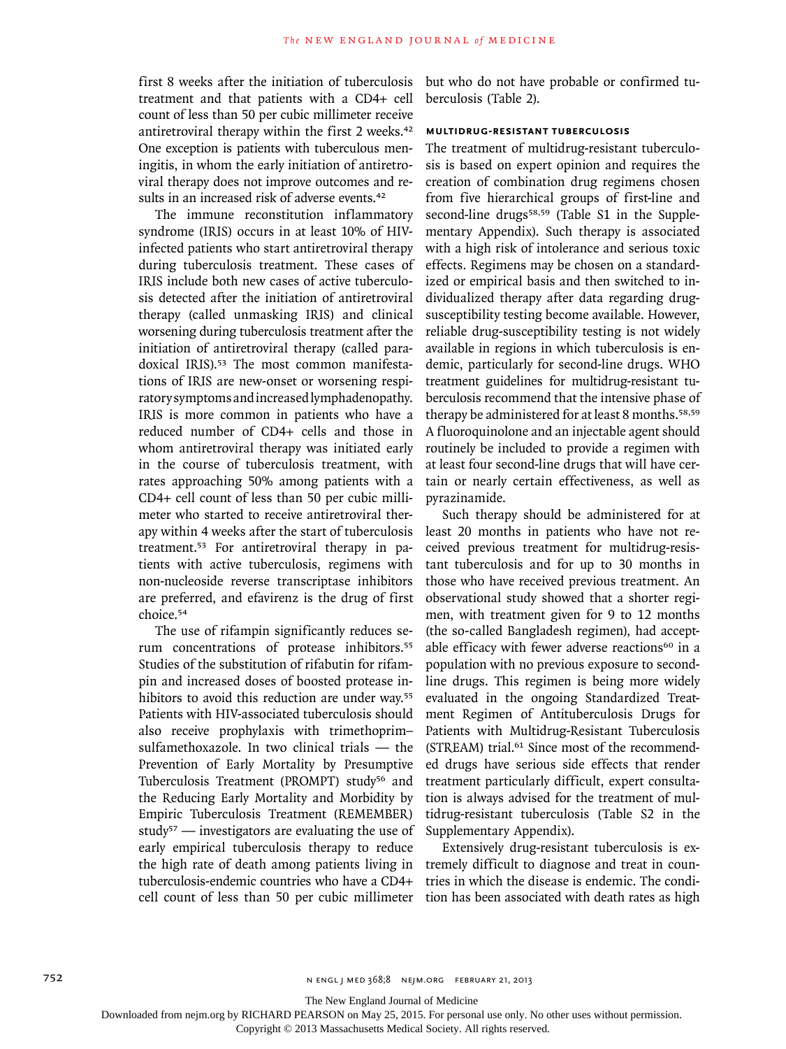first 8 weeks after the initiation of tuberculosis treatment and that patients with a CD4+ cell count of less than 50 per cubic millimeter receive antiretroviral therapy within the first 2 weeks.[42] One exception is patients with tuberculous meningitis, in whom the early initiation of antiretroviral therapy does not improve outcomes and results in an increased risk of adverse events.[42]

The immune reconstitution inflammatory syndrome (IRIS) occurs in at least 10% of HIV-infected patients who start antiretroviral therapy during tuberculosis treatment. These cases of IRIS include both new cases of active tuberculosis detected after the initiation of antiretroviral therapy (called unmasking IRIS) and clinical worsening during tuberculosis treatment after the initiation of antiretroviral therapy (called paradoxical IRIS).[53] The most common manifestations of IRIS are new-onset or worsening respiratory symptoms and increased lymphadenopathy. IRIS is more common in patients who have a reduced number of CD4+ cells and those in whom antiretroviral therapy was initiated early in the course of tuberculosis treatment, with rates approaching 50% among patients with a CD4+ cell count of less than 50 per cubic millimeter who started to receive antiretroviral therapy within 4 weeks after the start of tuberculosis treatment.[53] For antiretroviral therapy in patients with active tuberculosis, regimens with non-nucleoside reverse transcriptase inhibitors are preferred, and efavirenz is the drug of first choice.[54]

The use of rifampin significantly reduces serum concentrations of protease inhibitors.[55] Studies of the substitution of rifabutin for rifampin and increased doses of boosted protease inhibitors to avoid this reduction are under way.[55] Patients with HIV-associated tuberculosis should also receive prophylaxis with trimethoprim–sulfamethoxazole. In two clinical trials — the Prevention of Early Mortality by Presumptive Tuberculosis Treatment (PROMPT) study[56] and the Reducing Early Mortality and Morbidity by Empiric Tuberculosis Treatment (REMEMBER) study[57] — investigators are evaluating the use of early empirical tuberculosis therapy to reduce the high rate of death among patients living in tuberculosis-endemic countries who have a CD4+ cell count of less than 50 per cubic millimeter but who do not have probable or confirmed tuberculosis (Table 2).

#### MULTIDRUG-RESISTANT TUBERCULOSIS

The treatment of multidrug-resistant tuberculosis is based on expert opinion and requires the creation of combination drug regimens chosen from five hierarchical groups of first-line and second-line drugs[58,59] (Table S1 in the Supplementary Appendix). Such therapy is associated with a high risk of intolerance and serious toxic effects. Regimens may be chosen on a standardized or empirical basis and then switched to individualized therapy after data regarding drug-susceptibility testing become available. However, reliable drug-susceptibility testing is not widely available in regions in which tuberculosis is endemic, particularly for second-line drugs. WHO treatment guidelines for multidrug-resistant tuberculosis recommend that the intensive phase of therapy be administered for at least 8 months.[58,59] A fluoroquinolone and an injectable agent should routinely be included to provide a regimen with at least four second-line drugs that will have certain or nearly certain effectiveness, as well as pyrazinamide.

Such therapy should be administered for at least 20 months in patients who have not received previous treatment for multidrug-resistant tuberculosis and for up to 30 months in those who have received previous treatment. An observational study showed that a shorter regimen, with treatment given for 9 to 12 months (the so-called Bangladesh regimen), had acceptable efficacy with fewer adverse reactions[60] in a population with no previous exposure to second-line drugs. This regimen is being more widely evaluated in the ongoing Standardized Treatment Regimen of Antituberculosis Drugs for Patients with Multidrug-Resistant Tuberculosis (STREAM) trial.[61] Since most of the recommended drugs have serious side effects that render treatment particularly difficult, expert consultation is always advised for the treatment of multidrug-resistant tuberculosis (Table S2 in the Supplementary Appendix).

Extensively drug-resistant tuberculosis is extremely difficult to diagnose and treat in countries in which the disease is endemic. The condition has been associated with death rates as high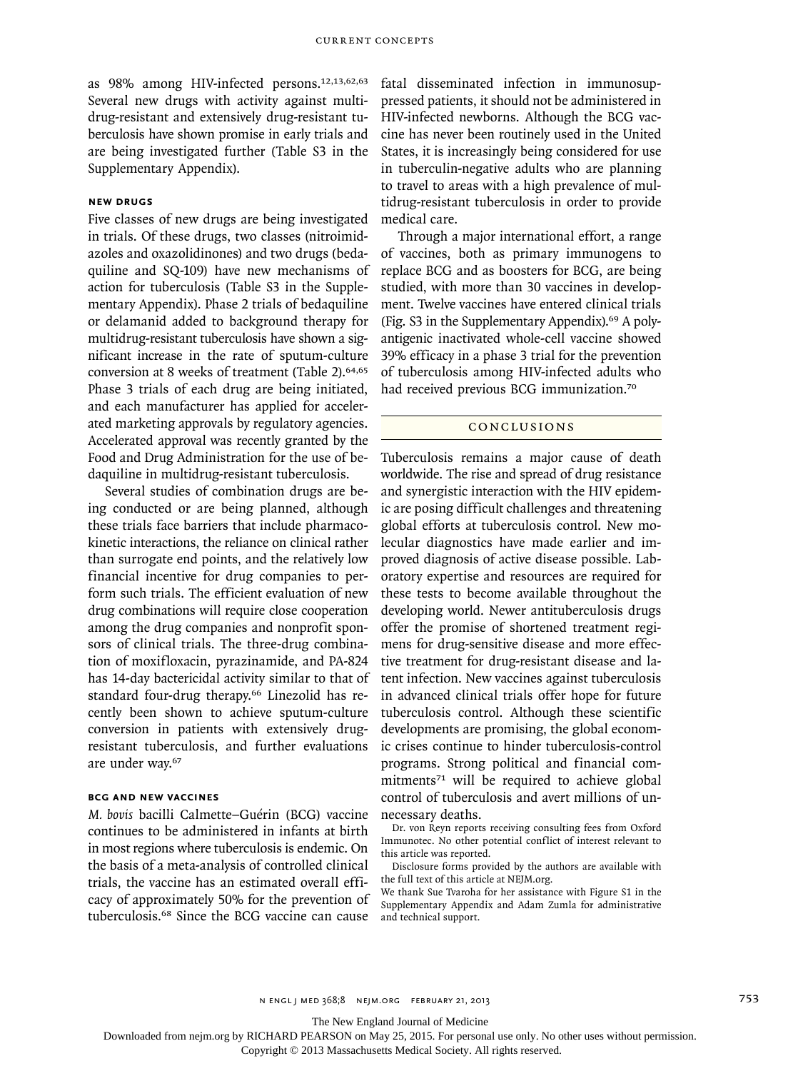as 98% among HIV-infected persons.[12,13,62,63] Several new drugs with activity against multidrug-resistant and extensively drug-resistant tuberculosis have shown promise in early trials and are being investigated further (Table S3 in the Supplementary Appendix).

### NEW DRUGS

Five classes of new drugs are being investigated in trials. Of these drugs, two classes (nitroimidazoles and oxazolidinones) and two drugs (bedaquiline and SQ-109) have new mechanisms of action for tuberculosis (Table S3 in the Supplementary Appendix). Phase 2 trials of bedaquiline or delamanid added to background therapy for multidrug-resistant tuberculosis have shown a significant increase in the rate of sputum-culture conversion at 8 weeks of treatment (Table 2).[64,65] Phase 3 trials of each drug are being initiated, and each manufacturer has applied for accelerated marketing approvals by regulatory agencies. Accelerated approval was recently granted by the Food and Drug Administration for the use of bedaquiline in multidrug-resistant tuberculosis.

Several studies of combination drugs are being conducted or are being planned, although these trials face barriers that include pharmacokinetic interactions, the reliance on clinical rather than surrogate end points, and the relatively low financial incentive for drug companies to perform such trials. The efficient evaluation of new drug combinations will require close cooperation among the drug companies and nonprofit sponsors of clinical trials. The three-drug combination of moxifloxacin, pyrazinamide, and PA-824 has 14-day bactericidal activity similar to that of standard four-drug therapy.[66] Linezolid has recently been shown to achieve sputum-culture conversion in patients with extensively drug-resistant tuberculosis, and further evaluations are under way.[67]

### BCG AND NEW VACCINES

*M. bovis* bacilli Calmette–Guérin (BCG) vaccine continues to be administered in infants at birth in most regions where tuberculosis is endemic. On the basis of a meta-analysis of controlled clinical trials, the vaccine has an estimated overall efficacy of approximately 50% for the prevention of tuberculosis.[68] Since the BCG vaccine can cause fatal disseminated infection in immunosuppressed patients, it should not be administered in HIV-infected newborns. Although the BCG vaccine has never been routinely used in the United States, it is increasingly being considered for use in tuberculin-negative adults who are planning to travel to areas with a high prevalence of multidrug-resistant tuberculosis in order to provide medical care.

Through a major international effort, a range of vaccines, both as primary immunogens to replace BCG and as boosters for BCG, are being studied, with more than 30 vaccines in development. Twelve vaccines have entered clinical trials (Fig. S3 in the Supplementary Appendix).[69] A polyantigenic inactivated whole-cell vaccine showed 39% efficacy in a phase 3 trial for the prevention of tuberculosis among HIV-infected adults who had received previous BCG immunization.[70]

## CONCLUSIONS

Tuberculosis remains a major cause of death worldwide. The rise and spread of drug resistance and synergistic interaction with the HIV epidemic are posing difficult challenges and threatening global efforts at tuberculosis control. New molecular diagnostics have made earlier and improved diagnosis of active disease possible. Laboratory expertise and resources are required for these tests to become available throughout the developing world. Newer antituberculosis drugs offer the promise of shortened treatment regimens for drug-sensitive disease and more effective treatment for drug-resistant disease and latent infection. New vaccines against tuberculosis in advanced clinical trials offer hope for future tuberculosis control. Although these scientific developments are promising, the global economic crises continue to hinder tuberculosis-control programs. Strong political and financial commitments[71] will be required to achieve global control of tuberculosis and avert millions of unnecessary deaths.

Dr. von Reyn reports receiving consulting fees from Oxford Immunotec. No other potential conflict of interest relevant to this article was reported.

Disclosure forms provided by the authors are available with the full text of this article at NEJM.org.

We thank Sue Tvaroha for her assistance with Figure S1 in the Supplementary Appendix and Adam Zumla for administrative and technical support.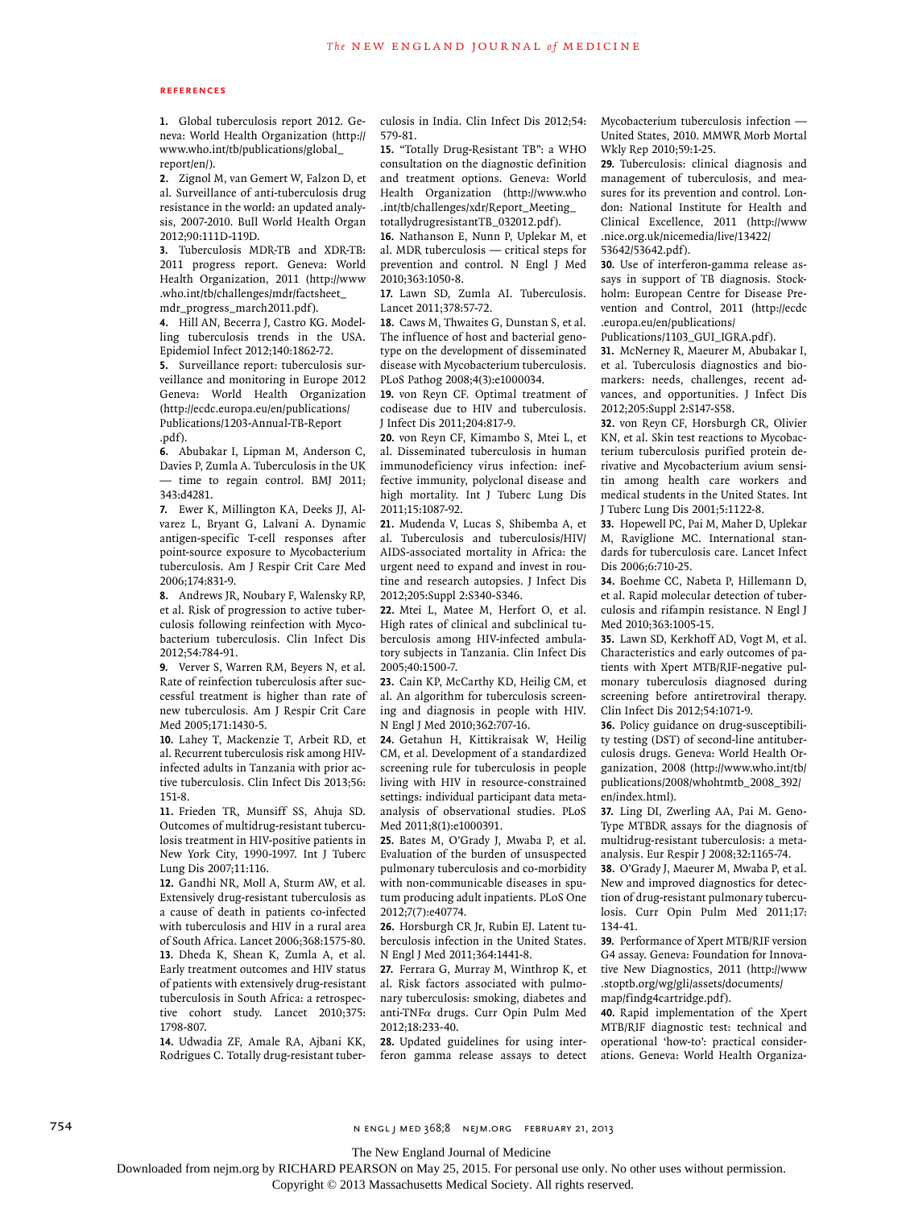## REFERENCES

1. Global tuberculosis report 2012. Geneva: World Health Organization (http://www.who.int/tb/publications/global_report/en/).

2. Zignol M, van Gemert W, Falzon D, et al. Surveillance of anti-tuberculosis drug resistance in the world: an updated analysis, 2007-2010. Bull World Health Organ 2012;90:111D-119D.

3. Tuberculosis MDR-TB and XDR-TB: 2011 progress report. Geneva: World Health Organization, 2011 (http://www.who.int/tb/challenges/mdr/factsheet_mdr_progress_march2011.pdf).

4. Hill AN, Becerra J, Castro KG. Modelling tuberculosis trends in the USA. Epidemiol Infect 2012;140:1862-72.

5. Surveillance report: tuberculosis surveillance and monitoring in Europe 2012 Geneva: World Health Organization (http://ecdc.europa.eu/en/publications/Publications/1203-Annual-TB-Report.pdf).

6. Abubakar I, Lipman M, Anderson C, Davies P, Zumla A. Tuberculosis in the UK — time to regain control. BMJ 2011;343:d4281.

7. Ewer K, Millington KA, Deeks JJ, Alvarez L, Bryant G, Lalvani A. Dynamic antigen-specific T-cell responses after point-source exposure to Mycobacterium tuberculosis. Am J Respir Crit Care Med 2006;174:831-9.

8. Andrews JR, Noubary F, Walensky RP, et al. Risk of progression to active tuberculosis following reinfection with Mycobacterium tuberculosis. Clin Infect Dis 2012;54:784-91.

9. Verver S, Warren RM, Beyers N, et al. Rate of reinfection tuberculosis after successful treatment is higher than rate of new tuberculosis. Am J Respir Crit Care Med 2005;171:1430-5.

10. Lahey T, Mackenzie T, Arbeit RD, et al. Recurrent tuberculosis risk among HIV-infected adults in Tanzania with prior active tuberculosis. Clin Infect Dis 2013;56:151-8.

11. Frieden TR, Munsiff SS, Ahuja SD. Outcomes of multidrug-resistant tuberculosis treatment in HIV-positive patients in New York City, 1990-1997. Int J Tuberc Lung Dis 2007;11:116.

12. Gandhi NR, Moll A, Sturm AW, et al. Extensively drug-resistant tuberculosis as a cause of death in patients co-infected with tuberculosis and HIV in a rural area of South Africa. Lancet 2006;368:1575-80.

13. Dheda K, Shean K, Zumla A, et al. Early treatment outcomes and HIV status of patients with extensively drug-resistant tuberculosis in South Africa: a retrospective cohort study. Lancet 2010;375:1798-807.

14. Udwadia ZF, Amale RA, Ajbani KK, Rodrigues C. Totally drug-resistant tuberculosis in India. Clin Infect Dis 2012;54:579-81.

15. "Totally Drug-Resistant TB": a WHO consultation on the diagnostic definition and treatment options. Geneva: World Health Organization (http://www.who.int/tb/challenges/xdr/Report_Meeting_totallydrugresistantTB_032012.pdf).

16. Nathanson E, Nunn P, Uplekar M, et al. MDR tuberculosis — critical steps for prevention and control. N Engl J Med 2010;363:1050-8.

17. Lawn SD, Zumla AI. Tuberculosis. Lancet 2011;378:57-72.

18. Caws M, Thwaites G, Dunstan S, et al. The influence of host and bacterial genotype on the development of disseminated disease with Mycobacterium tuberculosis. PLoS Pathog 2008;4(3):e1000034.

19. von Reyn CF. Optimal treatment of codisease due to HIV and tuberculosis. J Infect Dis 2011;204:817-9.

20. von Reyn CF, Kimambo S, Mtei L, et al. Disseminated tuberculosis in human immunodeficiency virus infection: ineffective immunity, polyclonal disease and high mortality. Int J Tuberc Lung Dis 2011;15:1087-92.

21. Mudenda V, Lucas S, Shibemba A, et al. Tuberculosis and tuberculosis/HIV/AIDS-associated mortality in Africa: the urgent need to expand and invest in routine and research autopsies. J Infect Dis 2012;205:Suppl 2:S340-S346.

22. Mtei L, Matee M, Herfort O, et al. High rates of clinical and subclinical tuberculosis among HIV-infected ambulatory subjects in Tanzania. Clin Infect Dis 2005;40:1500-7.

23. Cain KP, McCarthy KD, Heilig CM, et al. An algorithm for tuberculosis screening and diagnosis in people with HIV. N Engl J Med 2010;362:707-16.

24. Getahun H, Kittikraisak W, Heilig CM, et al. Development of a standardized screening rule for tuberculosis in people living with HIV in resource-constrained settings: individual participant data meta-analysis of observational studies. PLoS Med 2011;8(1):e1000391.

25. Bates M, O'Grady J, Mwaba P, et al. Evaluation of the burden of unsuspected pulmonary tuberculosis and co-morbidity with non-communicable diseases in sputum producing adult inpatients. PLoS One 2012;7(7):e40774.

26. Horsburgh CR Jr, Rubin EJ. Latent tuberculosis infection in the United States. N Engl J Med 2011;364:1441-8.

27. Ferrara G, Murray M, Winthrop K, et al. Risk factors associated with pulmonary tuberculosis: smoking, diabetes and anti-TNF$\alpha$ drugs. Curr Opin Pulm Med 2012;18:233-40.

28. Updated guidelines for using interferon gamma release assays to detect Mycobacterium tuberculosis infection — United States, 2010. MMWR Morb Mortal Wkly Rep 2010;59:1-25.

29. Tuberculosis: clinical diagnosis and management of tuberculosis, and measures for its prevention and control. London: National Institute for Health and Clinical Excellence, 2011 (http://www.nice.org.uk/nicemedia/live/13422/53642/53642.pdf).

30. Use of interferon-gamma release assays in support of TB diagnosis. Stockholm: European Centre for Disease Prevention and Control, 2011 (http://ecdc.europa.eu/en/publications/Publications/1103_GUI_IGRA.pdf).

31. McNerney R, Maeurer M, Abubakar I, et al. Tuberculosis diagnostics and biomarkers: needs, challenges, recent advances, and opportunities. J Infect Dis 2012;205:Suppl 2:S147-S58.

32. von Reyn CF, Horsburgh CR, Olivier KN, et al. Skin test reactions to Mycobacterium tuberculosis purified protein derivative and Mycobacterium avium sensitin among health care workers and medical students in the United States. Int J Tuberc Lung Dis 2001;5:1122-8.

33. Hopewell PC, Pai M, Maher D, Uplekar M, Raviglione MC. International standards for tuberculosis care. Lancet Infect Dis 2006;6:710-25.

34. Boehme CC, Nabeta P, Hillemann D, et al. Rapid molecular detection of tuberculosis and rifampin resistance. N Engl J Med 2010;363:1005-15.

35. Lawn SD, Kerkhoff AD, Vogt M, et al. Characteristics and early outcomes of patients with Xpert MTB/RIF-negative pulmonary tuberculosis diagnosed during screening before antiretroviral therapy. Clin Infect Dis 2012;54:1071-9.

36. Policy guidance on drug-susceptibility testing (DST) of second-line antituberculosis drugs. Geneva: World Health Organization, 2008 (http://www.who.int/tb/publications/2008/whohtmtb_2008_392/en/index.html).

37. Ling DI, Zwerling AA, Pai M. GenoType MTBDR assays for the diagnosis of multidrug-resistant tuberculosis: a meta-analysis. Eur Respir J 2008;32:1165-74.

38. O'Grady J, Maeurer M, Mwaba P, et al. New and improved diagnostics for detection of drug-resistant pulmonary tuberculosis. Curr Opin Pulm Med 2011;17:134-41.

39. Performance of Xpert MTB/RIF version G4 assay. Geneva: Foundation for Innovative New Diagnostics, 2011 (http://www.stoptb.org/wg/gli/assets/documents/map/findg4cartridge.pdf).

40. Rapid implementation of the Xpert MTB/RIF diagnostic test: technical and operational 'how-to': practical considerations. Geneva: World Health Organiza-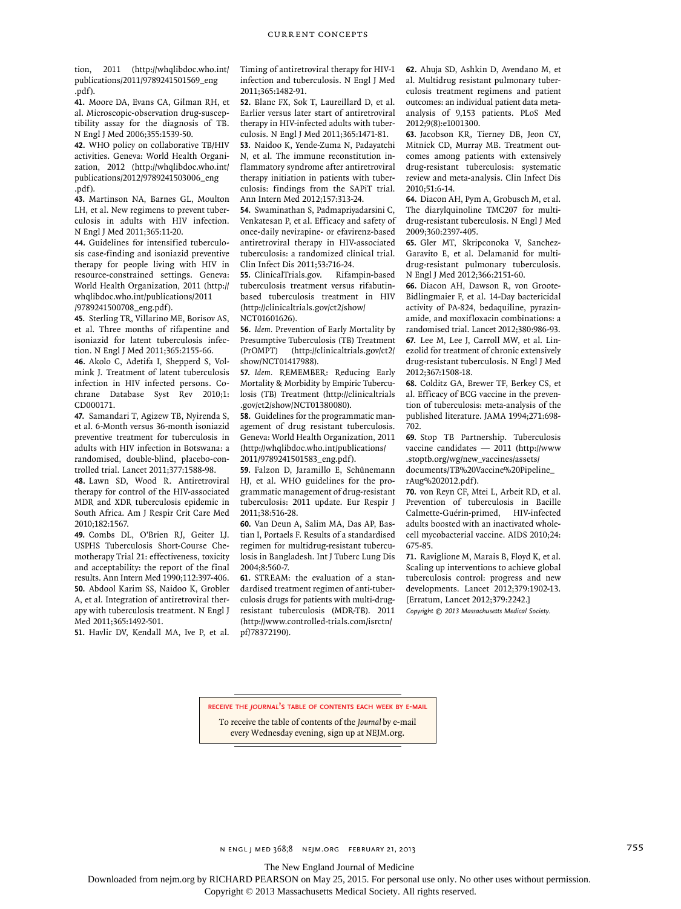tion, 2011 (http://whqlibdoc.who.int/publications/2011/9789241501569_eng.pdf).

**41.** Moore DA, Evans CA, Gilman RH, et al. Microscopic-observation drug-susceptibility assay for the diagnosis of TB. N Engl J Med 2006;355:1539-50.

**42.** WHO policy on collaborative TB/HIV activities. Geneva: World Health Organization, 2012 (http://whqlibdoc.who.int/publications/2012/9789241503006_eng.pdf).

**43.** Martinson NA, Barnes GL, Moulton LH, et al. New regimens to prevent tuberculosis in adults with HIV infection. N Engl J Med 2011;365:11-20.

**44.** Guidelines for intensified tuberculosis case-finding and isoniazid preventive therapy for people living with HIV in resource-constrained settings. Geneva: World Health Organization, 2011 (http://whqlibdoc.who.int/publications/2011/9789241500708_eng.pdf).

**45.** Sterling TR, Villarino ME, Borisov AS, et al. Three months of rifapentine and isoniazid for latent tuberculosis infection. N Engl J Med 2011;365:2155-66.

**46.** Akolo C, Adetifa I, Shepperd S, Volmink J. Treatment of latent tuberculosis infection in HIV infected persons. Cochrane Database Syst Rev 2010;1:CD000171.

**47.** Samandari T, Agizew TB, Nyirenda S, et al. 6-Month versus 36-month isoniazid preventive treatment for tuberculosis in adults with HIV infection in Botswana: a randomised, double-blind, placebo-controlled trial. Lancet 2011;377:1588-98.

**48.** Lawn SD, Wood R. Antiretroviral therapy for control of the HIV-associated MDR and XDR tuberculosis epidemic in South Africa. Am J Respir Crit Care Med 2010;182:1567.

**49.** Combs DL, O'Brien RJ, Geiter LJ. USPHS Tuberculosis Short-Course Chemotherapy Trial 21: effectiveness, toxicity and acceptability: the report of the final results. Ann Intern Med 1990;112:397-406.

**50.** Abdool Karim SS, Naidoo K, Grobler A, et al. Integration of antiretroviral therapy with tuberculosis treatment. N Engl J Med 2011;365:1492-501.

**51.** Havlir DV, Kendall MA, Ive P, et al. Timing of antiretroviral therapy for HIV-1 infection and tuberculosis. N Engl J Med 2011;365:1482-91.

**52.** Blanc FX, Sok T, Laureillard D, et al. Earlier versus later start of antiretroviral therapy in HIV-infected adults with tuberculosis. N Engl J Med 2011;365:1471-81.

**53.** Naidoo K, Yende-Zuma N, Padayatchi N, et al. The immune reconstitution inflammatory syndrome after antiretroviral therapy initiation in patients with tuberculosis: findings from the SAPiT trial. Ann Intern Med 2012;157:313-24.

**54.** Swaminathan S, Padmapriyadarsini C, Venkatesan P, et al. Efficacy and safety of once-daily nevirapine- or efavirenz-based antiretroviral therapy in HIV-associated tuberculosis: a randomized clinical trial. Clin Infect Dis 2011;53:716-24.

**55.** ClinicalTrials.gov. Rifampin-based tuberculosis treatment versus rifabutin-based tuberculosis treatment in HIV (http://clinicaltrials.gov/ct2/show/NCT01601626).

**56.** *Idem.* Prevention of Early Mortality by Presumptive Tuberculosis (TB) Treatment (PrOMPT) (http://clinicaltrials.gov/ct2/show/NCT01417988).

**57.** *Idem.* REMEMBER: Reducing Early Mortality & Morbidity by Empiric Tuberculosis (TB) Treatment (http://clinicaltrials.gov/ct2/show/NCT01380080).

**58.** Guidelines for the programmatic management of drug resistant tuberculosis. Geneva: World Health Organization, 2011 (http://whqlibdoc.who.int/publications/2011/9789241501583_eng.pdf).

**59.** Falzon D, Jaramillo E, Schünemann HJ, et al. WHO guidelines for the programmatic management of drug-resistant tuberculosis: 2011 update. Eur Respir J 2011;38:516-28.

**60.** Van Deun A, Salim MA, Das AP, Bastian I, Portaels F. Results of a standardised regimen for multidrug-resistant tuberculosis in Bangladesh. Int J Tuberc Lung Dis 2004;8:560-7.

**61.** STREAM: the evaluation of a standardised treatment regimen of anti-tuberculosis drugs for patients with multi-drug-resistant tuberculosis (MDR-TB). 2011 (http://www.controlled-trials.com/isrctn/pf/78372190).

**62.** Ahuja SD, Ashkin D, Avendano M, et al. Multidrug resistant pulmonary tuberculosis treatment regimens and patient outcomes: an individual patient data meta-analysis of 9,153 patients. PLoS Med 2012;9(8):e1001300.

**63.** Jacobson KR, Tierney DB, Jeon CY, Mitnick CD, Murray MB. Treatment outcomes among patients with extensively drug-resistant tuberculosis: systematic review and meta-analysis. Clin Infect Dis 2010;51:6-14.

**64.** Diacon AH, Pym A, Grobusch M, et al. The diarylquinoline TMC207 for multidrug-resistant tuberculosis. N Engl J Med 2009;360:2397-405.

**65.** Gler MT, Skripconoka V, Sanchez-Garavito E, et al. Delamanid for multidrug-resistant pulmonary tuberculosis. N Engl J Med 2012;366:2151-60.

**66.** Diacon AH, Dawson R, von Groote-Bidlingmaier F, et al. 14-Day bactericidal activity of PA-824, bedaquiline, pyrazinamide, and moxifloxacin combinations: a randomised trial. Lancet 2012;380:986-93.

**67.** Lee M, Lee J, Carroll MW, et al. Linezolid for treatment of chronic extensively drug-resistant tuberculosis. N Engl J Med 2012;367:1508-18.

**68.** Colditz GA, Brewer TF, Berkey CS, et al. Efficacy of BCG vaccine in the prevention of tuberculosis: meta-analysis of the published literature. JAMA 1994;271:698-702.

**69.** Stop TB Partnership. Tuberculosis vaccine candidates — 2011 (http://www.stoptb.org/wg/new_vaccines/assets/documents/TB%20Vaccine%20Pipeline_rAug%202012.pdf).

**70.** von Reyn CF, Mtei L, Arbeit RD, et al. Prevention of tuberculosis in Bacille Calmette-Guérin-primed, HIV-infected adults boosted with an inactivated whole-cell mycobacterial vaccine. AIDS 2010;24:675-85.

**71.** Raviglione M, Marais B, Floyd K, et al. Scaling up interventions to achieve global tuberculosis control: progress and new developments. Lancet 2012;379:1902-13. [Erratum, Lancet 2012;379:2242.]

*Copyright © 2013 Massachusetts Medical Society.*

RECEIVE THE *JOURNAL*'S TABLE OF CONTENTS EACH WEEK BY E-MAIL

To receive the table of contents of the *Journal* by e-mail every Wednesday evening, sign up at NEJM.org.